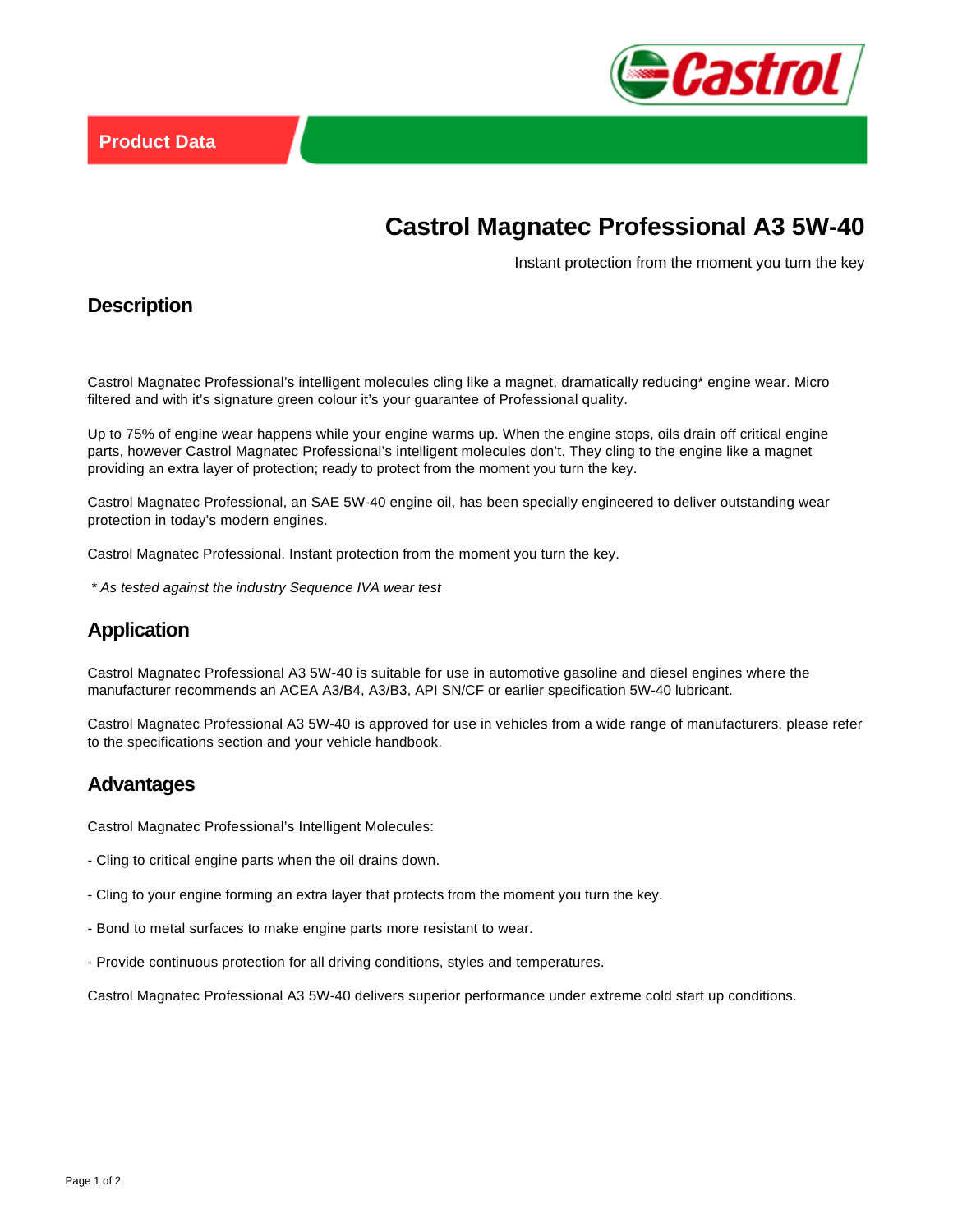Product Data

# Castrol Magnatec Professional A3 5W-40

Instant protection from the moment you turn the key

## Description

Castrol Magnatec Professional's intelligent molecules cling like a magnet, dramatically reducing* engine wear. Micro filtered and with it's signature green colour it's your guarantee of Professional quality.

Up to 75% of engine wear happens while your engine warms up. When the engine stops, oils drain off critical engine parts, however Castrol Magnatec Professional's intelligent molecules don't. They cling to the engine like a magnet providing an extra layer of protection; ready to protect from the moment you turn the key.

Castrol Magnatec Professional, an SAE 5W-40 engine oil, has been specially engineered to deliver outstanding wear protection in today's modern engines.

Castrol Magnatec Professional. Instant protection from the moment you turn the key.

*\* As tested against the industry Sequence IVA wear test*

## Application

Castrol Magnatec Professional A3 5W-40 is suitable for use in automotive gasoline and diesel engines where the manufacturer recommends an ACEA A3/B4, A3/B3, API SN/CF or earlier specification 5W-40 lubricant.

Castrol Magnatec Professional A3 5W-40 is approved for use in vehicles from a wide range of manufacturers, please refer to the specifications section and your vehicle handbook.

## Advantages

Castrol Magnatec Professional's Intelligent Molecules:

- Cling to critical engine parts when the oil drains down.

- Cling to your engine forming an extra layer that protects from the moment you turn the key.

- Bond to metal surfaces to make engine parts more resistant to wear.

- Provide continuous protection for all driving conditions, styles and temperatures.

Castrol Magnatec Professional A3 5W-40 delivers superior performance under extreme cold start up conditions.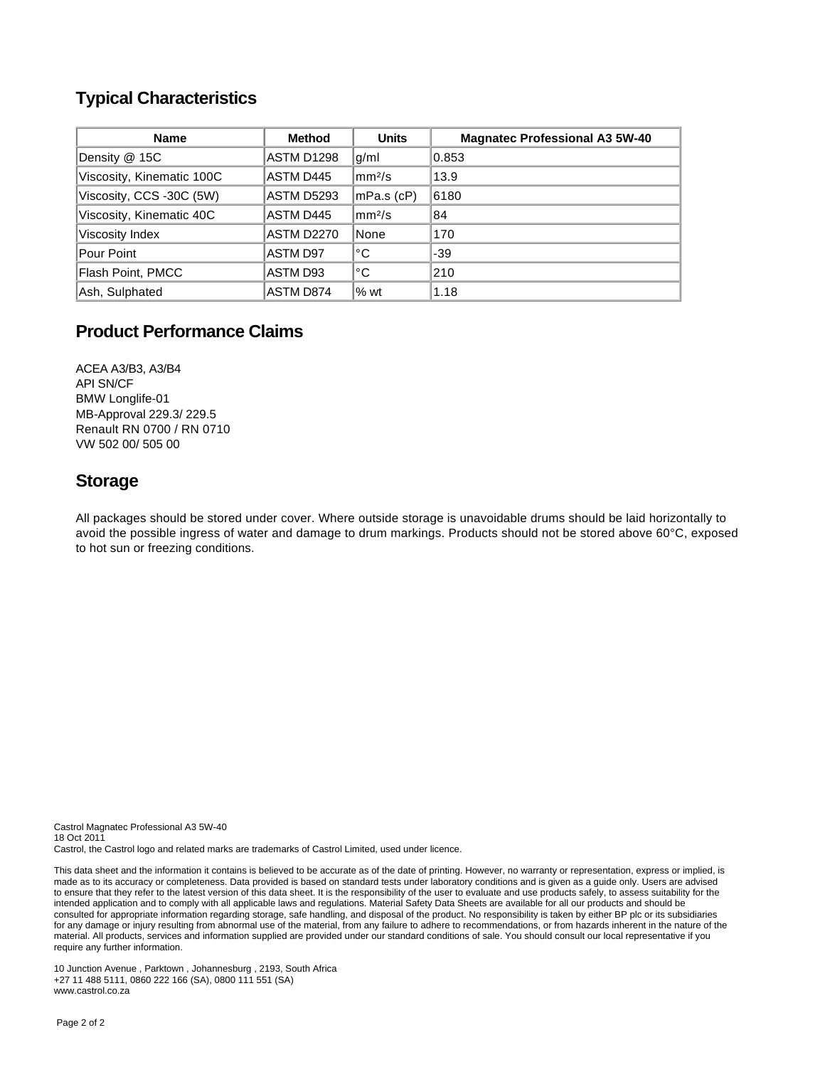## Typical Characteristics

| Name | Method | Units | Magnatec Professional A3 5W-40 |
|---|---|---|---|
| Density @ 15C | ASTM D1298 | g/ml | 0.853 |
| Viscosity, Kinematic 100C | ASTM D445 | $mm^2/s$ | 13.9 |
| Viscosity, CCS -30C (5W) | ASTM D5293 | mPa.s (cP) | 6180 |
| Viscosity, Kinematic 40C | ASTM D445 | $mm^2/s$ | 84 |
| Viscosity Index | ASTM D2270 | None | 170 |
| Pour Point | ASTM D97 | °C | -39 |
| Flash Point, PMCC | ASTM D93 | °C | 210 |
| Ash, Sulphated | ASTM D874 | % wt | 1.18 |

## Product Performance Claims

ACEA A3/B3, A3/B4
API SN/CF
BMW Longlife-01
MB-Approval 229.3/ 229.5
Renault RN 0700 / RN 0710
VW 502 00/ 505 00

## Storage

All packages should be stored under cover. Where outside storage is unavoidable drums should be laid horizontally to avoid the possible ingress of water and damage to drum markings. Products should not be stored above 60°C, exposed to hot sun or freezing conditions.

Castrol Magnatec Professional A3 5W-40
18 Oct 2011
Castrol, the Castrol logo and related marks are trademarks of Castrol Limited, used under licence.

This data sheet and the information it contains is believed to be accurate as of the date of printing. However, no warranty or representation, express or implied, is made as to its accuracy or completeness. Data provided is based on standard tests under laboratory conditions and is given as a guide only. Users are advised to ensure that they refer to the latest version of this data sheet. It is the responsibility of the user to evaluate and use products safely, to assess suitability for the intended application and to comply with all applicable laws and regulations. Material Safety Data Sheets are available for all our products and should be consulted for appropriate information regarding storage, safe handling, and disposal of the product. No responsibility is taken by either BP plc or its subsidiaries for any damage or injury resulting from abnormal use of the material, from any failure to adhere to recommendations, or from hazards inherent in the nature of the material. All products, services and information supplied are provided under our standard conditions of sale. You should consult our local representative if you require any further information.

10 Junction Avenue , Parktown , Johannesburg , 2193, South Africa
+27 11 488 5111, 0860 222 166 (SA), 0800 111 551 (SA)
www.castrol.co.za